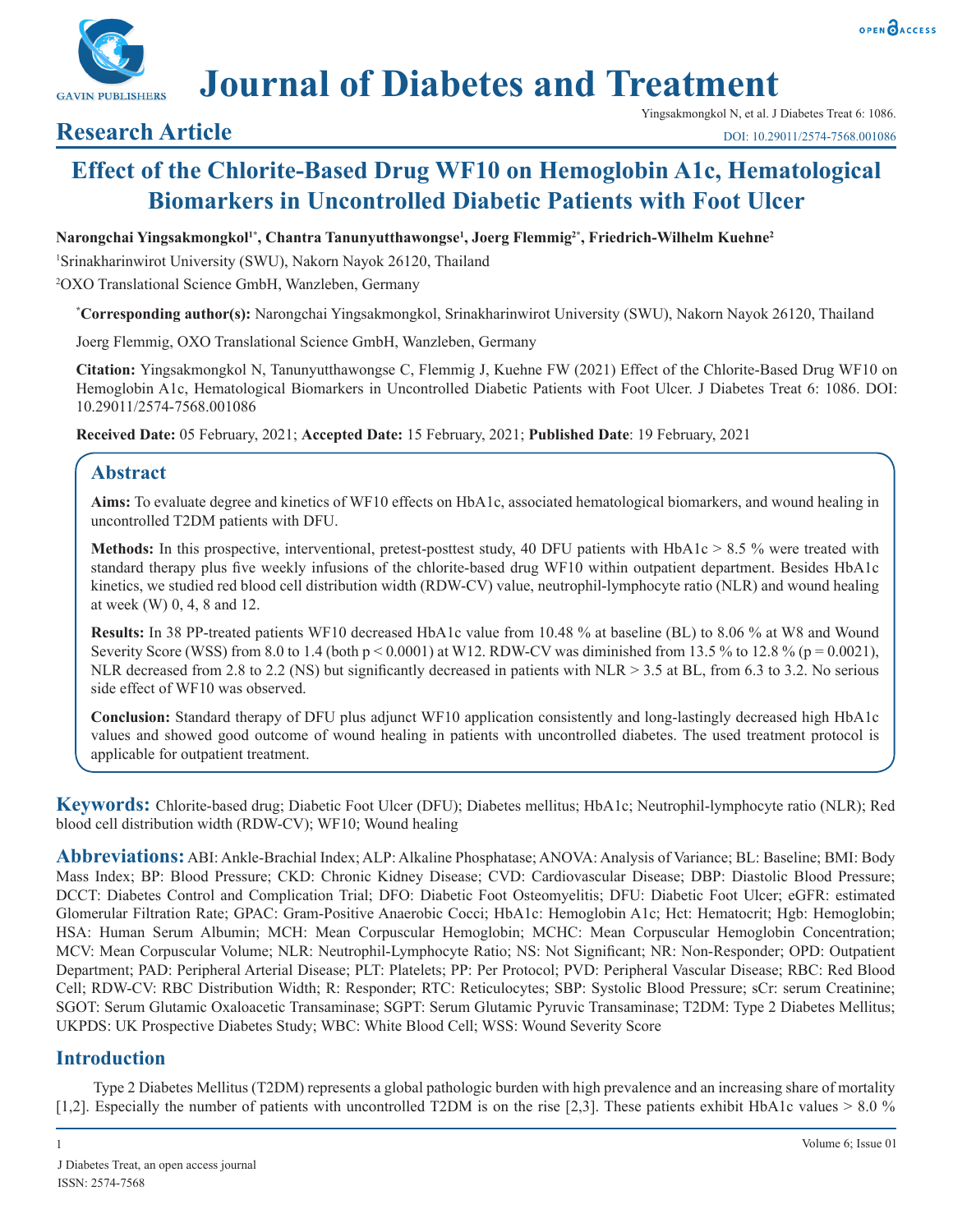# Journal of Diabetes and Treatment

Yingsakmongkol N, et al. J Diabetes Treat 6: 1086.

**Research Article**

DOI: 10.29011/2574-7568.001086

# Effect of the Chlorite-Based Drug WF10 on Hemoglobin A1c, Hematological Biomarkers in Uncontrolled Diabetic Patients with Foot Ulcer

**Narongchai Yingsakmongkol[1*], Chantra Tanunyutthawongse[1], Joerg Flemmig[2*], Friedrich-Wilhelm Kuehne[2]**

[1]Srinakharinwirot University (SWU), Nakorn Nayok 26120, Thailand

[2]OXO Translational Science GmbH, Wanzleben, Germany

**[*]Corresponding author(s):** Narongchai Yingsakmongkol, Srinakharinwirot University (SWU), Nakorn Nayok 26120, Thailand

Joerg Flemmig, OXO Translational Science GmbH, Wanzleben, Germany

**Citation:** Yingsakmongkol N, Tanunyutthawongse C, Flemmig J, Kuehne FW (2021) Effect of the Chlorite-Based Drug WF10 on Hemoglobin A1c, Hematological Biomarkers in Uncontrolled Diabetic Patients with Foot Ulcer. J Diabetes Treat 6: 1086. DOI: 10.29011/2574-7568.001086

**Received Date:** 05 February, 2021; **Accepted Date:** 15 February, 2021; **Published Date**: 19 February, 2021

## Abstract

**Aims:** To evaluate degree and kinetics of WF10 effects on HbA1c, associated hematological biomarkers, and wound healing in uncontrolled T2DM patients with DFU.

**Methods:** In this prospective, interventional, pretest-posttest study, 40 DFU patients with HbA1c > 8.5 % were treated with standard therapy plus five weekly infusions of the chlorite-based drug WF10 within outpatient department. Besides HbA1c kinetics, we studied red blood cell distribution width (RDW-CV) value, neutrophil-lymphocyte ratio (NLR) and wound healing at week (W) 0, 4, 8 and 12.

**Results:** In 38 PP-treated patients WF10 decreased HbA1c value from 10.48 % at baseline (BL) to 8.06 % at W8 and Wound Severity Score (WSS) from 8.0 to 1.4 (both $p < 0.0001$) at W12. RDW-CV was diminished from 13.5 % to 12.8 % ($p = 0.0021$), NLR decreased from 2.8 to 2.2 (NS) but significantly decreased in patients with NLR > 3.5 at BL, from 6.3 to 3.2. No serious side effect of WF10 was observed.

**Conclusion:** Standard therapy of DFU plus adjunct WF10 application consistently and long-lastingly decreased high HbA1c values and showed good outcome of wound healing in patients with uncontrolled diabetes. The used treatment protocol is applicable for outpatient treatment.

**Keywords:** Chlorite-based drug; Diabetic Foot Ulcer (DFU); Diabetes mellitus; HbA1c; Neutrophil-lymphocyte ratio (NLR); Red blood cell distribution width (RDW-CV); WF10; Wound healing

**Abbreviations:** ABI: Ankle-Brachial Index; ALP: Alkaline Phosphatase; ANOVA: Analysis of Variance; BL: Baseline; BMI: Body Mass Index; BP: Blood Pressure; CKD: Chronic Kidney Disease; CVD: Cardiovascular Disease; DBP: Diastolic Blood Pressure; DCCT: Diabetes Control and Complication Trial; DFO: Diabetic Foot Osteomyelitis; DFU: Diabetic Foot Ulcer; eGFR: estimated Glomerular Filtration Rate; GPAC: Gram-Positive Anaerobic Cocci; HbA1c: Hemoglobin A1c; Hct: Hematocrit; Hgb: Hemoglobin; HSA: Human Serum Albumin; MCH: Mean Corpuscular Hemoglobin; MCHC: Mean Corpuscular Hemoglobin Concentration; MCV: Mean Corpuscular Volume; NLR: Neutrophil-Lymphocyte Ratio; NS: Not Significant; NR: Non-Responder; OPD: Outpatient Department; PAD: Peripheral Arterial Disease; PLT: Platelets; PP: Per Protocol; PVD: Peripheral Vascular Disease; RBC: Red Blood Cell; RDW-CV: RBC Distribution Width; R: Responder; RTC: Reticulocytes; SBP: Systolic Blood Pressure; sCr: serum Creatinine; SGOT: Serum Glutamic Oxaloacetic Transaminase; SGPT: Serum Glutamic Pyruvic Transaminase; T2DM: Type 2 Diabetes Mellitus; UKPDS: UK Prospective Diabetes Study; WBC: White Blood Cell; WSS: Wound Severity Score

## Introduction

Type 2 Diabetes Mellitus (T2DM) represents a global pathologic burden with high prevalence and an increasing share of mortality [1,2]. Especially the number of patients with uncontrolled T2DM is on the rise [2,3]. These patients exhibit HbA1c values > 8.0 %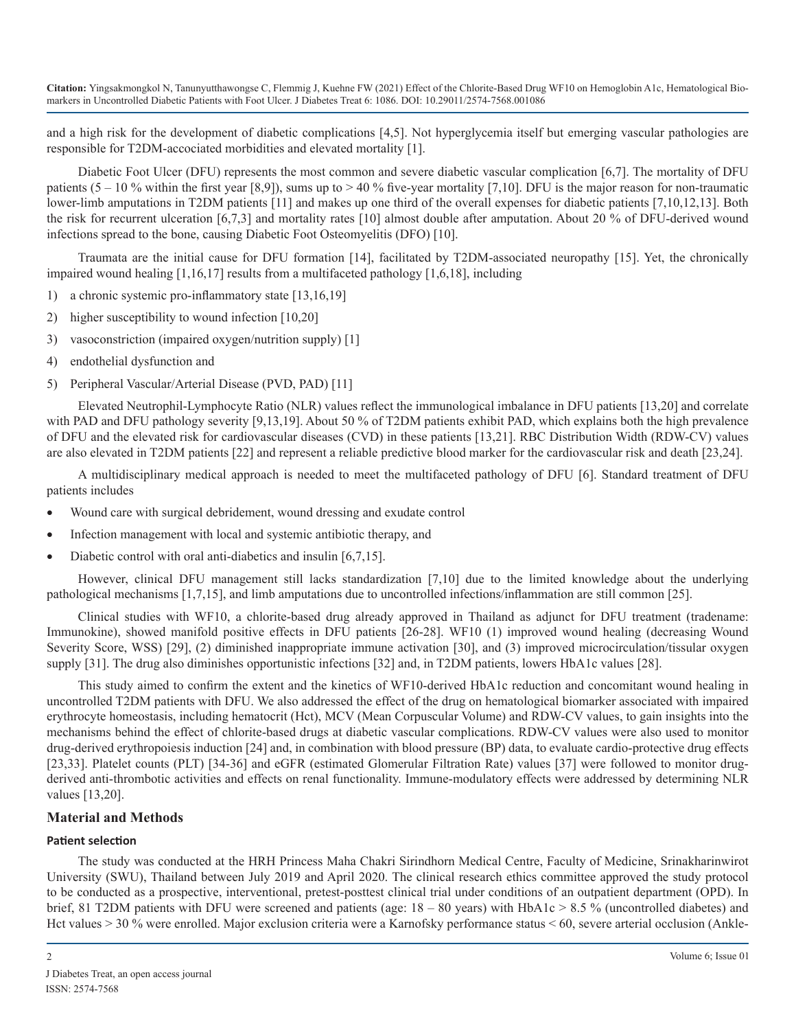and a high risk for the development of diabetic complications [4,5]. Not hyperglycemia itself but emerging vascular pathologies are responsible for T2DM-accociated morbidities and elevated mortality [1].

Diabetic Foot Ulcer (DFU) represents the most common and severe diabetic vascular complication [6,7]. The mortality of DFU patients (5 – 10 % within the first year [8,9]), sums up to > 40 % five-year mortality [7,10]. DFU is the major reason for non-traumatic lower-limb amputations in T2DM patients [11] and makes up one third of the overall expenses for diabetic patients [7,10,12,13]. Both the risk for recurrent ulceration [6,7,3] and mortality rates [10] almost double after amputation. About 20 % of DFU-derived wound infections spread to the bone, causing Diabetic Foot Osteomyelitis (DFO) [10].

Traumata are the initial cause for DFU formation [14], facilitated by T2DM-associated neuropathy [15]. Yet, the chronically impaired wound healing [1,16,17] results from a multifaceted pathology [1,6,18], including

1) a chronic systemic pro-inflammatory state [13,16,19]
2) higher susceptibility to wound infection [10,20]
3) vasoconstriction (impaired oxygen/nutrition supply) [1]
4) endothelial dysfunction and
5) Peripheral Vascular/Arterial Disease (PVD, PAD) [11]

Elevated Neutrophil-Lymphocyte Ratio (NLR) values reflect the immunological imbalance in DFU patients [13,20] and correlate with PAD and DFU pathology severity [9,13,19]. About 50 % of T2DM patients exhibit PAD, which explains both the high prevalence of DFU and the elevated risk for cardiovascular diseases (CVD) in these patients [13,21]. RBC Distribution Width (RDW-CV) values are also elevated in T2DM patients [22] and represent a reliable predictive blood marker for the cardiovascular risk and death [23,24].

A multidisciplinary medical approach is needed to meet the multifaceted pathology of DFU [6]. Standard treatment of DFU patients includes

- Wound care with surgical debridement, wound dressing and exudate control
- Infection management with local and systemic antibiotic therapy, and
- Diabetic control with oral anti-diabetics and insulin [6,7,15].

However, clinical DFU management still lacks standardization [7,10] due to the limited knowledge about the underlying pathological mechanisms [1,7,15], and limb amputations due to uncontrolled infections/inflammation are still common [25].

Clinical studies with WF10, a chlorite-based drug already approved in Thailand as adjunct for DFU treatment (tradename: Immunokine), showed manifold positive effects in DFU patients [26-28]. WF10 (1) improved wound healing (decreasing Wound Severity Score, WSS) [29], (2) diminished inappropriate immune activation [30], and (3) improved microcirculation/tissular oxygen supply [31]. The drug also diminishes opportunistic infections [32] and, in T2DM patients, lowers HbA1c values [28].

This study aimed to confirm the extent and the kinetics of WF10-derived HbA1c reduction and concomitant wound healing in uncontrolled T2DM patients with DFU. We also addressed the effect of the drug on hematological biomarker associated with impaired erythrocyte homeostasis, including hematocrit (Hct), MCV (Mean Corpuscular Volume) and RDW-CV values, to gain insights into the mechanisms behind the effect of chlorite-based drugs at diabetic vascular complications. RDW-CV values were also used to monitor drug-derived erythropoiesis induction [24] and, in combination with blood pressure (BP) data, to evaluate cardio-protective drug effects [23,33]. Platelet counts (PLT) [34-36] and eGFR (estimated Glomerular Filtration Rate) values [37] were followed to monitor drug-derived anti-thrombotic activities and effects on renal functionality. Immune-modulatory effects were addressed by determining NLR values [13,20].

## Material and Methods

### Patient selection

The study was conducted at the HRH Princess Maha Chakri Sirindhorn Medical Centre, Faculty of Medicine, Srinakharinwirot University (SWU), Thailand between July 2019 and April 2020. The clinical research ethics committee approved the study protocol to be conducted as a prospective, interventional, pretest-posttest clinical trial under conditions of an outpatient department (OPD). In brief, 81 T2DM patients with DFU were screened and patients (age: 18 – 80 years) with HbA1c > 8.5 % (uncontrolled diabetes) and Hct values > 30 % were enrolled. Major exclusion criteria were a Karnofsky performance status < 60, severe arterial occlusion (Ankle-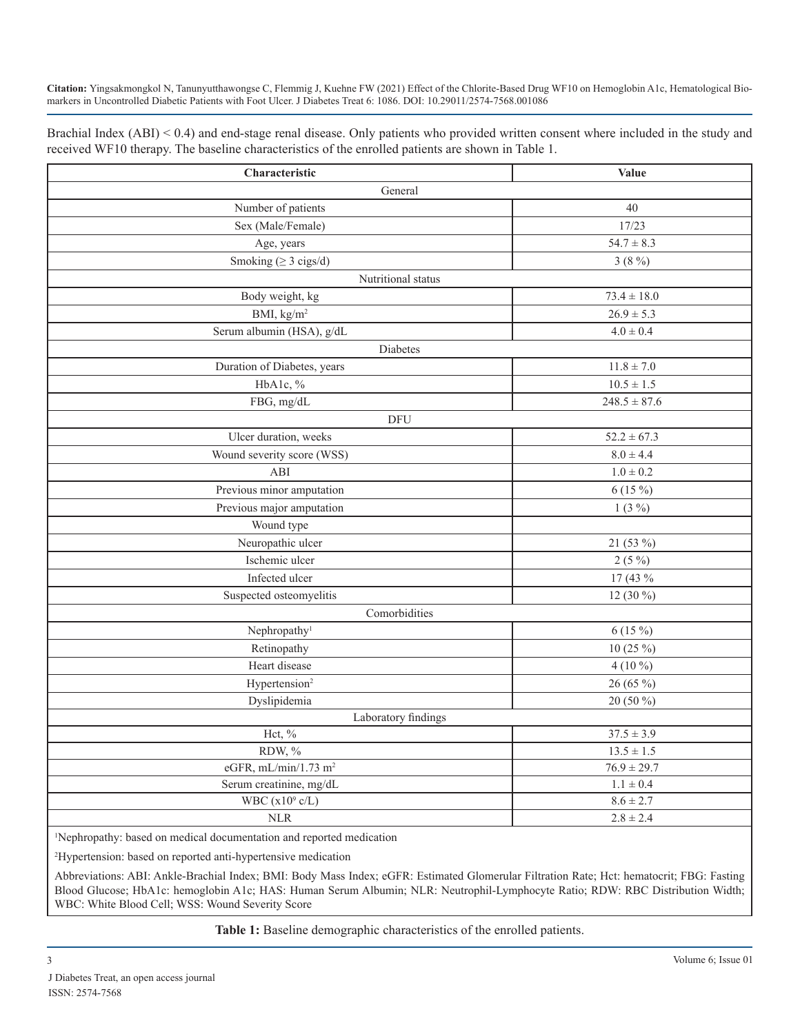Brachial Index (ABI) < 0.4) and end-stage renal disease. Only patients who provided written consent where included in the study and received WF10 therapy. The baseline characteristics of the enrolled patients are shown in Table 1.

| Characteristic | Value |
|---|---|
| General | |
| Number of patients | 40 |
| Sex (Male/Female) | 17/23 |
| Age, years | 54.7 ± 8.3 |
| Smoking (≥ 3 cigs/d) | 3 (8 %) |
| Nutritional status | |
| Body weight, kg | 73.4 ± 18.0 |
| BMI, kg/m$^2$ | 26.9 ± 5.3 |
| Serum albumin (HSA), g/dL | 4.0 ± 0.4 |
| Diabetes | |
| Duration of Diabetes, years | 11.8 ± 7.0 |
| HbA1c, % | 10.5 ± 1.5 |
| FBG, mg/dL | 248.5 ± 87.6 |
| DFU | |
| Ulcer duration, weeks | 52.2 ± 67.3 |
| Wound severity score (WSS) | 8.0 ± 4.4 |
| ABI | 1.0 ± 0.2 |
| Previous minor amputation | 6 (15 %) |
| Previous major amputation | 1 (3 %) |
| Wound type | |
| Neuropathic ulcer | 21 (53 %) |
| Ischemic ulcer | 2 (5 %) |
| Infected ulcer | 17 (43 % |
| Suspected osteomyelitis | 12 (30 %) |
| Comorbidities | |
| Nephropathy[1] | 6 (15 %) |
| Retinopathy | 10 (25 %) |
| Heart disease | 4 (10 %) |
| Hypertension[2] | 26 (65 %) |
| Dyslipidemia | 20 (50 %) |
| Laboratory findings | |
| Hct, % | 37.5 ± 3.9 |
| RDW, % | 13.5 ± 1.5 |
| eGFR, mL/min/1.73 m$^2$ | 76.9 ± 29.7 |
| Serum creatinine, mg/dL | 1.1 ± 0.4 |
| WBC (x10$^9$ c/L) | 8.6 ± 2.7 |
| NLR | 2.8 ± 2.4 |

[1]Nephropathy: based on medical documentation and reported medication

[2]Hypertension: based on reported anti-hypertensive medication

Abbreviations: ABI: Ankle-Brachial Index; BMI: Body Mass Index; eGFR: Estimated Glomerular Filtration Rate; Hct: hematocrit; FBG: Fasting Blood Glucose; HbA1c: hemoglobin A1c; HAS: Human Serum Albumin; NLR: Neutrophil-Lymphocyte Ratio; RDW: RBC Distribution Width; WBC: White Blood Cell; WSS: Wound Severity Score

**Table 1:** Baseline demographic characteristics of the enrolled patients.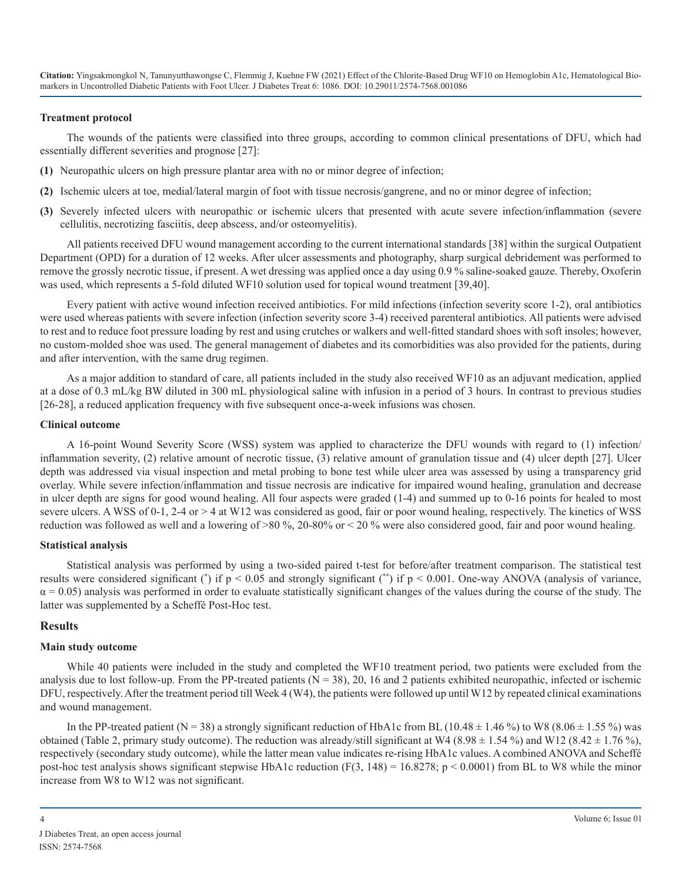### Treatment protocol

The wounds of the patients were classified into three groups, according to common clinical presentations of DFU, which had essentially different severities and prognose [27]:

**(1)** Neuropathic ulcers on high pressure plantar area with no or minor degree of infection;

**(2)** Ischemic ulcers at toe, medial/lateral margin of foot with tissue necrosis/gangrene, and no or minor degree of infection;

**(3)** Severely infected ulcers with neuropathic or ischemic ulcers that presented with acute severe infection/inflammation (severe cellulitis, necrotizing fasciitis, deep abscess, and/or osteomyelitis).

All patients received DFU wound management according to the current international standards [38] within the surgical Outpatient Department (OPD) for a duration of 12 weeks. After ulcer assessments and photography, sharp surgical debridement was performed to remove the grossly necrotic tissue, if present. A wet dressing was applied once a day using 0.9 % saline-soaked gauze. Thereby, Oxoferin was used, which represents a 5-fold diluted WF10 solution used for topical wound treatment [39,40].

Every patient with active wound infection received antibiotics. For mild infections (infection severity score 1-2), oral antibiotics were used whereas patients with severe infection (infection severity score 3-4) received parenteral antibiotics. All patients were advised to rest and to reduce foot pressure loading by rest and using crutches or walkers and well-fitted standard shoes with soft insoles; however, no custom-molded shoe was used. The general management of diabetes and its comorbidities was also provided for the patients, during and after intervention, with the same drug regimen.

As a major addition to standard of care, all patients included in the study also received WF10 as an adjuvant medication, applied at a dose of 0.3 mL/kg BW diluted in 300 mL physiological saline with infusion in a period of 3 hours. In contrast to previous studies [26-28], a reduced application frequency with five subsequent once-a-week infusions was chosen.

### Clinical outcome

A 16-point Wound Severity Score (WSS) system was applied to characterize the DFU wounds with regard to (1) infection/inflammation severity, (2) relative amount of necrotic tissue, (3) relative amount of granulation tissue and (4) ulcer depth [27]. Ulcer depth was addressed via visual inspection and metal probing to bone test while ulcer area was assessed by using a transparency grid overlay. While severe infection/inflammation and tissue necrosis are indicative for impaired wound healing, granulation and decrease in ulcer depth are signs for good wound healing. All four aspects were graded (1-4) and summed up to 0-16 points for healed to most severe ulcers. A WSS of 0-1, 2-4 or > 4 at W12 was considered as good, fair or poor wound healing, respectively. The kinetics of WSS reduction was followed as well and a lowering of >80 %, 20-80% or < 20 % were also considered good, fair and poor wound healing.

### Statistical analysis

Statistical analysis was performed by using a two-sided paired t-test for before/after treatment comparison. The statistical test results were considered significant (*) if $p < 0.05$ and strongly significant (**) if $p < 0.001$. One-way ANOVA (analysis of variance, $\alpha = 0.05$) analysis was performed in order to evaluate statistically significant changes of the values during the course of the study. The latter was supplemented by a Scheffé Post-Hoc test.

## Results

### Main study outcome

While 40 patients were included in the study and completed the WF10 treatment period, two patients were excluded from the analysis due to lost follow-up. From the PP-treated patients (N = 38), 20, 16 and 2 patients exhibited neuropathic, infected or ischemic DFU, respectively. After the treatment period till Week 4 (W4), the patients were followed up until W12 by repeated clinical examinations and wound management.

In the PP-treated patient (N = 38) a strongly significant reduction of HbA1c from BL (10.48 ± 1.46 %) to W8 (8.06 ± 1.55 %) was obtained (Table 2, primary study outcome). The reduction was already/still significant at W4 (8.98 ± 1.54 %) and W12 (8.42 ± 1.76 %), respectively (secondary study outcome), while the latter mean value indicates re-rising HbA1c values. A combined ANOVA and Scheffé post-hoc test analysis shows significant stepwise HbA1c reduction ($F(3, 148) = 16.8278$; $p < 0.0001$) from BL to W8 while the minor increase from W8 to W12 was not significant.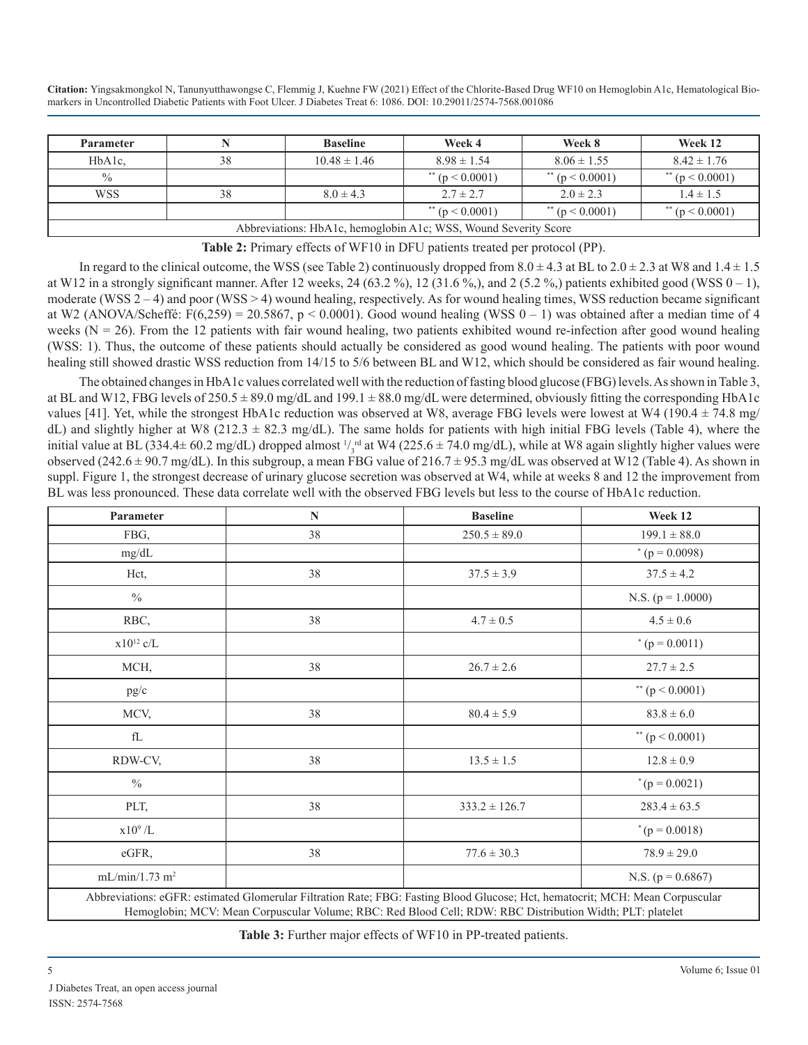| Parameter | N | Baseline | Week 4 | Week 8 | Week 12 |
|---|---|---|---|---|---|
| HbA1c, | 38 | 10.48 ± 1.46 | 8.98 ± 1.54 | 8.06 ± 1.55 | 8.42 ± 1.76 |
| % | | | ** (p < 0.0001) | ** (p < 0.0001) | ** (p < 0.0001) |
| WSS | 38 | 8.0 ± 4.3 | 2.7 ± 2.7 | 2.0 ± 2.3 | 1.4 ± 1.5 |
| | | | ** (p < 0.0001) | ** (p < 0.0001) | ** (p < 0.0001) |
| Abbreviations: HbA1c, hemoglobin A1c; WSS, Wound Severity Score | | | | | |

**Table 2:** Primary effects of WF10 in DFU patients treated per protocol (PP).

In regard to the clinical outcome, the WSS (see Table 2) continuously dropped from 8.0 ± 4.3 at BL to 2.0 ± 2.3 at W8 and 1.4 ± 1.5 at W12 in a strongly significant manner. After 12 weeks, 24 (63.2 %), 12 (31.6 %,), and 2 (5.2 %,) patients exhibited good (WSS 0 – 1), moderate (WSS 2 – 4) and poor (WSS > 4) wound healing, respectively. As for wound healing times, WSS reduction became significant at W2 (ANOVA/Scheffé: $F(6,259) = 20.5867$, $p < 0.0001$). Good wound healing (WSS 0 – 1) was obtained after a median time of 4 weeks (N = 26). From the 12 patients with fair wound healing, two patients exhibited wound re-infection after good wound healing (WSS: 1). Thus, the outcome of these patients should actually be considered as good wound healing. The patients with poor wound healing still showed drastic WSS reduction from 14/15 to 5/6 between BL and W12, which should be considered as fair wound healing.

The obtained changes in HbA1c values correlated well with the reduction of fasting blood glucose (FBG) levels. As shown in Table 3, at BL and W12, FBG levels of 250.5 ± 89.0 mg/dL and 199.1 ± 88.0 mg/dL were determined, obviously fitting the corresponding HbA1c values [41]. Yet, while the strongest HbA1c reduction was observed at W8, average FBG levels were lowest at W4 (190.4 ± 74.8 mg/dL) and slightly higher at W8 (212.3 ± 82.3 mg/dL). The same holds for patients with high initial FBG levels (Table 4), where the initial value at BL (334.4± 60.2 mg/dL) dropped almost $^1/_3$rd at W4 (225.6 ± 74.0 mg/dL), while at W8 again slightly higher values were observed (242.6 ± 90.7 mg/dL). In this subgroup, a mean FBG value of 216.7 ± 95.3 mg/dL was observed at W12 (Table 4). As shown in suppl. Figure 1, the strongest decrease of urinary glucose secretion was observed at W4, while at weeks 8 and 12 the improvement from BL was less pronounced. These data correlate well with the observed FBG levels but less to the course of HbA1c reduction.

| Parameter | N | Baseline | Week 12 |
|---|---|---|---|
| FBG, | 38 | 250.5 ± 89.0 | 199.1 ± 88.0 |
| mg/dL | | | * (p = 0.0098) |
| Hct, | 38 | 37.5 ± 3.9 | 37.5 ± 4.2 |
| % | | | N.S. (p = 1.0000) |
| RBC, | 38 | 4.7 ± 0.5 | 4.5 ± 0.6 |
| $x10^{12}$ c/L | | | * (p = 0.0011) |
| MCH, | 38 | 26.7 ± 2.6 | 27.7 ± 2.5 |
| pg/c | | | ** (p < 0.0001) |
| MCV, | 38 | 80.4 ± 5.9 | 83.8 ± 6.0 |
| fL | | | ** (p < 0.0001) |
| RDW-CV, | 38 | 13.5 ± 1.5 | 12.8 ± 0.9 |
| % | | | * (p = 0.0021) |
| PLT, | 38 | 333.2 ± 126.7 | 283.4 ± 63.5 |
| $x10^9$ /L | | | * (p = 0.0018) |
| eGFR, | 38 | 77.6 ± 30.3 | 78.9 ± 29.0 |
| mL/min/1.73 $m^2$ | | | N.S. (p = 0.6867) |
| Abbreviations: eGFR: estimated Glomerular Filtration Rate; FBG: Fasting Blood Glucose; Hct, hematocrit; MCH: Mean Corpuscular Hemoglobin; MCV: Mean Corpuscular Volume; RBC: Red Blood Cell; RDW: RBC Distribution Width; PLT: platelet | | | |

**Table 3:** Further major effects of WF10 in PP-treated patients.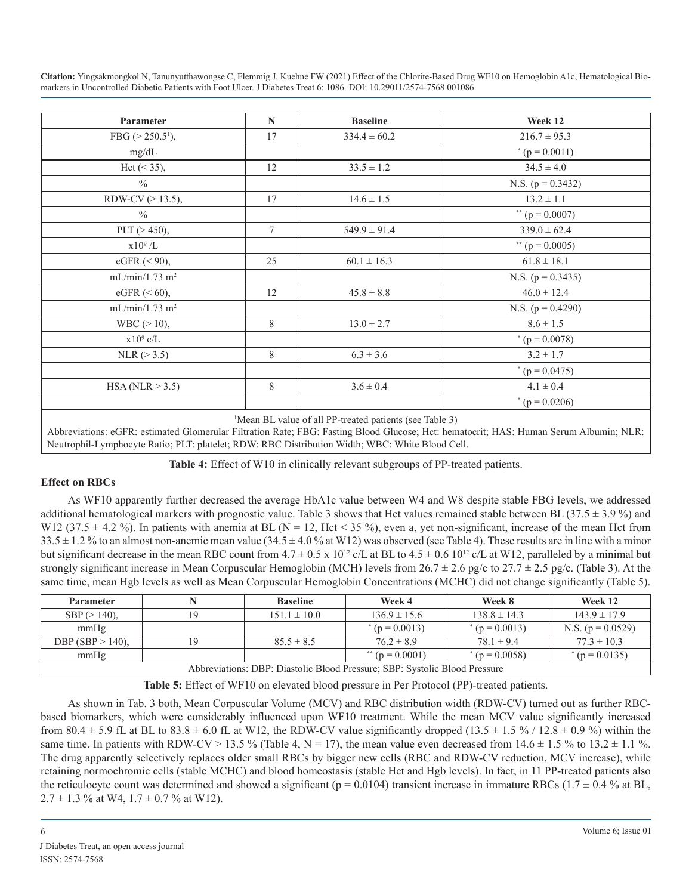| Parameter | N | Baseline | Week 12 |
|---|---|---|---|
| FBG (> 250.5[1]), | 17 | 334.4 ± 60.2 | 216.7 ± 95.3 |
| mg/dL | | | * (p = 0.0011) |
| Hct (< 35), | 12 | 33.5 ± 1.2 | 34.5 ± 4.0 |
| % | | | N.S. (p = 0.3432) |
| RDW-CV (> 13.5), | 17 | 14.6 ± 1.5 | 13.2 ± 1.1 |
| % | | | ** (p = 0.0007) |
| PLT (> 450), | 7 | 549.9 ± 91.4 | 339.0 ± 62.4 |
| $x10^9$ /L | | | ** (p = 0.0005) |
| eGFR (< 90), | 25 | 60.1 ± 16.3 | 61.8 ± 18.1 |
| mL/min/1.73 $m^2$ | | | N.S. (p = 0.3435) |
| eGFR (< 60), | 12 | 45.8 ± 8.8 | 46.0 ± 12.4 |
| mL/min/1.73 $m^2$ | | | N.S. (p = 0.4290) |
| WBC (> 10), | 8 | 13.0 ± 2.7 | 8.6 ± 1.5 |
| $x10^9$ c/L | | | * (p = 0.0078) |
| NLR (> 3.5) | 8 | 6.3 ± 3.6 | 3.2 ± 1.7 |
| | | | * (p = 0.0475) |
| HSA (NLR > 3.5) | 8 | 3.6 ± 0.4 | 4.1 ± 0.4 |
| | | | * (p = 0.0206) |

[1]Mean BL value of all PP-treated patients (see Table 3)

Abbreviations: eGFR: estimated Glomerular Filtration Rate; FBG: Fasting Blood Glucose; Hct: hematocrit; HAS: Human Serum Albumin; NLR: Neutrophil-Lymphocyte Ratio; PLT: platelet; RDW: RBC Distribution Width; WBC: White Blood Cell.

**Table 4:** Effect of W10 in clinically relevant subgroups of PP-treated patients.

### Effect on RBCs

As WF10 apparently further decreased the average HbA1c value between W4 and W8 despite stable FBG levels, we addressed additional hematological markers with prognostic value. Table 3 shows that Hct values remained stable between BL (37.5 ± 3.9 %) and W12 (37.5 ± 4.2 %). In patients with anemia at BL (N = 12, Hct < 35 %), even a, yet non-significant, increase of the mean Hct from 33.5 ± 1.2 % to an almost non-anemic mean value (34.5 ± 4.0 % at W12) was observed (see Table 4). These results are in line with a minor but significant decrease in the mean RBC count from 4.7 ± 0.5 x $10^{12}$ c/L at BL to 4.5 ± 0.6 $10^{12}$ c/L at W12, paralleled by a minimal but strongly significant increase in Mean Corpuscular Hemoglobin (MCH) levels from 26.7 ± 2.6 pg/c to 27.7 ± 2.5 pg/c. (Table 3). At the same time, mean Hgb levels as well as Mean Corpuscular Hemoglobin Concentrations (MCHC) did not change significantly (Table 5).

| Parameter | N | Baseline | Week 4 | Week 8 | Week 12 |
|---|---|---|---|---|---|
| SBP (> 140), | 19 | 151.1 ± 10.0 | 136.9 ± 15.6 | 138.8 ± 14.3 | 143.9 ± 17.9 |
| mmHg | | | * (p = 0.0013) | * (p = 0.0013) | N.S. (p = 0.0529) |
| DBP (SBP > 140), | 19 | 85.5 ± 8.5 | 76.2 ± 8.9 | 78.1 ± 9.4 | 77.3 ± 10.3 |
| mmHg | | | ** (p = 0.0001) | * (p = 0.0058) | * (p = 0.0135) |
| Abbreviations: DBP: Diastolic Blood Pressure; SBP: Systolic Blood Pressure | | | | | |

**Table 5:** Effect of WF10 on elevated blood pressure in Per Protocol (PP)-treated patients.

As shown in Tab. 3 both, Mean Corpuscular Volume (MCV) and RBC distribution width (RDW-CV) turned out as further RBC-based biomarkers, which were considerably influenced upon WF10 treatment. While the mean MCV value significantly increased from 80.4 ± 5.9 fL at BL to 83.8 ± 6.0 fL at W12, the RDW-CV value significantly dropped (13.5 ± 1.5 % / 12.8 ± 0.9 %) within the same time. In patients with RDW-CV > 13.5 % (Table 4, N = 17), the mean value even decreased from 14.6 ± 1.5 % to 13.2 ± 1.1 %. The drug apparently selectively replaces older small RBCs by bigger new cells (RBC and RDW-CV reduction, MCV increase), while retaining normochromic cells (stable MCHC) and blood homeostasis (stable Hct and Hgb levels). In fact, in 11 PP-treated patients also the reticulocyte count was determined and showed a significant (p = 0.0104) transient increase in immature RBCs (1.7 ± 0.4 % at BL, 2.7 ± 1.3 % at W4, 1.7 ± 0.7 % at W12).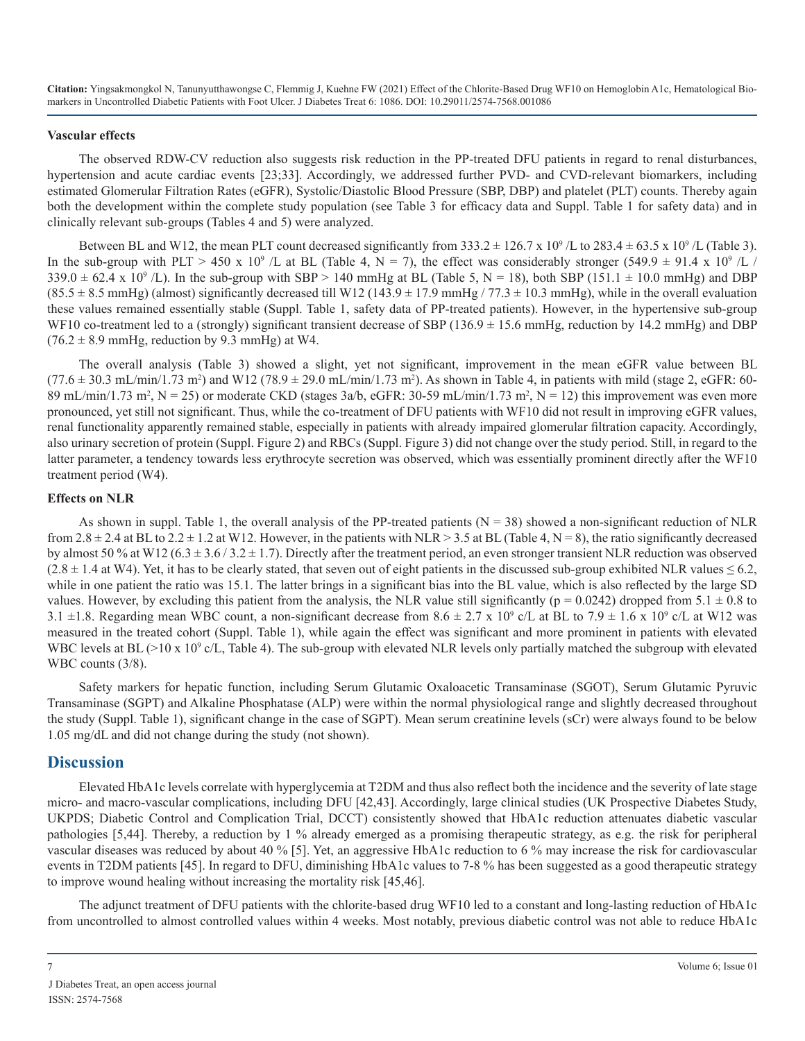### Vascular effects

The observed RDW-CV reduction also suggests risk reduction in the PP-treated DFU patients in regard to renal disturbances, hypertension and acute cardiac events [23;33]. Accordingly, we addressed further PVD- and CVD-relevant biomarkers, including estimated Glomerular Filtration Rates (eGFR), Systolic/Diastolic Blood Pressure (SBP, DBP) and platelet (PLT) counts. Thereby again both the development within the complete study population (see Table 3 for efficacy data and Suppl. Table 1 for safety data) and in clinically relevant sub-groups (Tables 4 and 5) were analyzed.

Between BL and W12, the mean PLT count decreased significantly from $333.2 \pm 126.7 \times 10^9$ /L to $283.4 \pm 63.5 \times 10^9$ /L (Table 3). In the sub-group with PLT > $450 \times 10^9$ /L at BL (Table 4, N = 7), the effect was considerably stronger ($549.9 \pm 91.4 \times 10^9$ /L / $339.0 \pm 62.4 \times 10^9$ /L). In the sub-group with SBP > 140 mmHg at BL (Table 5, N = 18), both SBP ($151.1 \pm 10.0$ mmHg) and DBP ($85.5 \pm 8.5$ mmHg) (almost) significantly decreased till W12 ($143.9 \pm 17.9$ mmHg / $77.3 \pm 10.3$ mmHg), while in the overall evaluation these values remained essentially stable (Suppl. Table 1, safety data of PP-treated patients). However, in the hypertensive sub-group WF10 co-treatment led to a (strongly) significant transient decrease of SBP ($136.9 \pm 15.6$ mmHg, reduction by 14.2 mmHg) and DBP ($76.2 \pm 8.9$ mmHg, reduction by 9.3 mmHg) at W4.

The overall analysis (Table 3) showed a slight, yet not significant, improvement in the mean eGFR value between BL ($77.6 \pm 30.3$ mL/min/1.73 m$^2$) and W12 ($78.9 \pm 29.0$ mL/min/1.73 m$^2$). As shown in Table 4, in patients with mild (stage 2, eGFR: 60-89 mL/min/1.73 m$^2$, N = 25) or moderate CKD (stages 3a/b, eGFR: 30-59 mL/min/1.73 m$^2$, N = 12) this improvement was even more pronounced, yet still not significant. Thus, while the co-treatment of DFU patients with WF10 did not result in improving eGFR values, renal functionality apparently remained stable, especially in patients with already impaired glomerular filtration capacity. Accordingly, also urinary secretion of protein (Suppl. Figure 2) and RBCs (Suppl. Figure 3) did not change over the study period. Still, in regard to the latter parameter, a tendency towards less erythrocyte secretion was observed, which was essentially prominent directly after the WF10 treatment period (W4).

### Effects on NLR

As shown in suppl. Table 1, the overall analysis of the PP-treated patients (N = 38) showed a non-significant reduction of NLR from $2.8 \pm 2.4$ at BL to $2.2 \pm 1.2$ at W12. However, in the patients with NLR > 3.5 at BL (Table 4, N = 8), the ratio significantly decreased by almost 50 % at W12 ($6.3 \pm 3.6$ / $3.2 \pm 1.7$). Directly after the treatment period, an even stronger transient NLR reduction was observed ($2.8 \pm 1.4$ at W4). Yet, it has to be clearly stated, that seven out of eight patients in the discussed sub-group exhibited NLR values ≤ 6.2, while in one patient the ratio was 15.1. The latter brings in a significant bias into the BL value, which is also reflected by the large SD values. However, by excluding this patient from the analysis, the NLR value still significantly ($p = 0.0242$) dropped from $5.1 \pm 0.8$ to $3.1 \pm 1.8$. Regarding mean WBC count, a non-significant decrease from $8.6 \pm 2.7 \times 10^9$ c/L at BL to $7.9 \pm 1.6 \times 10^9$ c/L at W12 was measured in the treated cohort (Suppl. Table 1), while again the effect was significant and more prominent in patients with elevated WBC levels at BL (>$10 \times 10^9$ c/L, Table 4). The sub-group with elevated NLR levels only partially matched the subgroup with elevated WBC counts (3/8).

Safety markers for hepatic function, including Serum Glutamic Oxaloacetic Transaminase (SGOT), Serum Glutamic Pyruvic Transaminase (SGPT) and Alkaline Phosphatase (ALP) were within the normal physiological range and slightly decreased throughout the study (Suppl. Table 1), significant change in the case of SGPT). Mean serum creatinine levels (sCr) were always found to be below 1.05 mg/dL and did not change during the study (not shown).

## Discussion

Elevated HbA1c levels correlate with hyperglycemia at T2DM and thus also reflect both the incidence and the severity of late stage micro- and macro-vascular complications, including DFU [42,43]. Accordingly, large clinical studies (UK Prospective Diabetes Study, UKPDS; Diabetic Control and Complication Trial, DCCT) consistently showed that HbA1c reduction attenuates diabetic vascular pathologies [5,44]. Thereby, a reduction by 1 % already emerged as a promising therapeutic strategy, as e.g. the risk for peripheral vascular diseases was reduced by about 40 % [5]. Yet, an aggressive HbA1c reduction to 6 % may increase the risk for cardiovascular events in T2DM patients [45]. In regard to DFU, diminishing HbA1c values to 7-8 % has been suggested as a good therapeutic strategy to improve wound healing without increasing the mortality risk [45,46].

The adjunct treatment of DFU patients with the chlorite-based drug WF10 led to a constant and long-lasting reduction of HbA1c from uncontrolled to almost controlled values within 4 weeks. Most notably, previous diabetic control was not able to reduce HbA1c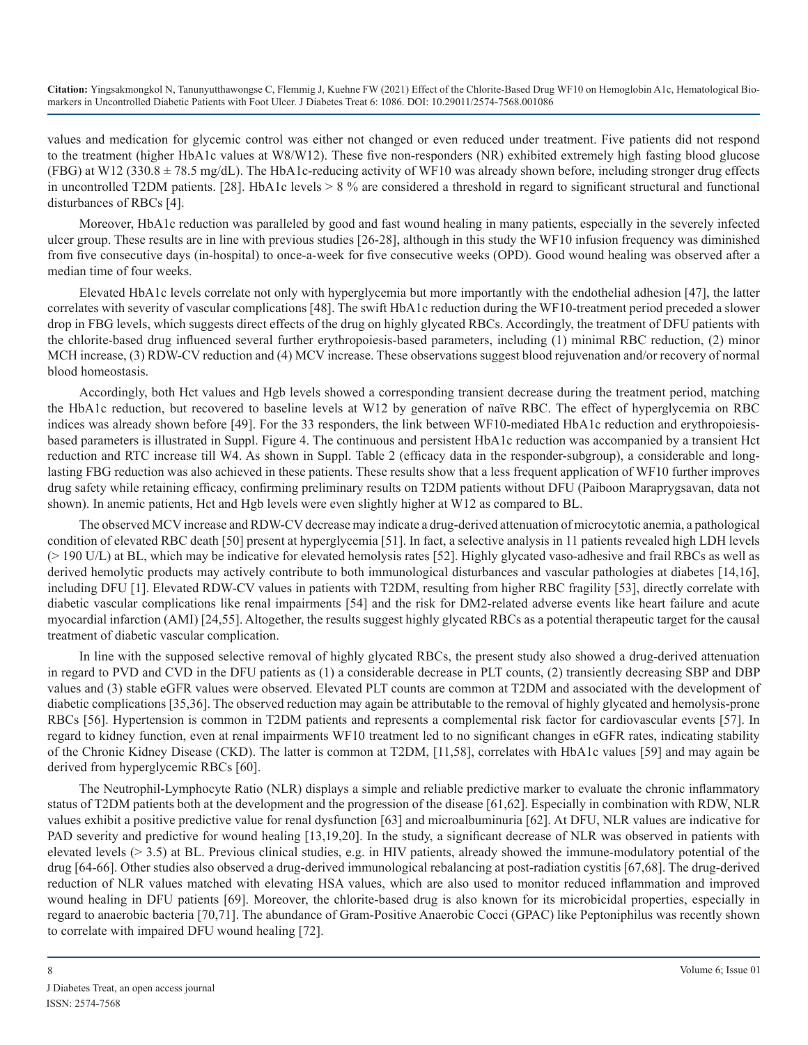values and medication for glycemic control was either not changed or even reduced under treatment. Five patients did not respond to the treatment (higher HbA1c values at W8/W12). These five non-responders (NR) exhibited extremely high fasting blood glucose (FBG) at W12 (330.8 ± 78.5 mg/dL). The HbA1c-reducing activity of WF10 was already shown before, including stronger drug effects in uncontrolled T2DM patients. [28]. HbA1c levels > 8 % are considered a threshold in regard to significant structural and functional disturbances of RBCs [4].

Moreover, HbA1c reduction was paralleled by good and fast wound healing in many patients, especially in the severely infected ulcer group. These results are in line with previous studies [26-28], although in this study the WF10 infusion frequency was diminished from five consecutive days (in-hospital) to once-a-week for five consecutive weeks (OPD). Good wound healing was observed after a median time of four weeks.

Elevated HbA1c levels correlate not only with hyperglycemia but more importantly with the endothelial adhesion [47], the latter correlates with severity of vascular complications [48]. The swift HbA1c reduction during the WF10-treatment period preceded a slower drop in FBG levels, which suggests direct effects of the drug on highly glycated RBCs. Accordingly, the treatment of DFU patients with the chlorite-based drug influenced several further erythropoiesis-based parameters, including (1) minimal RBC reduction, (2) minor MCH increase, (3) RDW-CV reduction and (4) MCV increase. These observations suggest blood rejuvenation and/or recovery of normal blood homeostasis.

Accordingly, both Hct values and Hgb levels showed a corresponding transient decrease during the treatment period, matching the HbA1c reduction, but recovered to baseline levels at W12 by generation of naïve RBC. The effect of hyperglycemia on RBC indices was already shown before [49]. For the 33 responders, the link between WF10-mediated HbA1c reduction and erythropoiesis-based parameters is illustrated in Suppl. Figure 4. The continuous and persistent HbA1c reduction was accompanied by a transient Hct reduction and RTC increase till W4. As shown in Suppl. Table 2 (efficacy data in the responder-subgroup), a considerable and long-lasting FBG reduction was also achieved in these patients. These results show that a less frequent application of WF10 further improves drug safety while retaining efficacy, confirming preliminary results on T2DM patients without DFU (Paiboon Maraprygsavan, data not shown). In anemic patients, Hct and Hgb levels were even slightly higher at W12 as compared to BL.

The observed MCV increase and RDW-CV decrease may indicate a drug-derived attenuation of microcytotic anemia, a pathological condition of elevated RBC death [50] present at hyperglycemia [51]. In fact, a selective analysis in 11 patients revealed high LDH levels (> 190 U/L) at BL, which may be indicative for elevated hemolysis rates [52]. Highly glycated vaso-adhesive and frail RBCs as well as derived hemolytic products may actively contribute to both immunological disturbances and vascular pathologies at diabetes [14,16], including DFU [1]. Elevated RDW-CV values in patients with T2DM, resulting from higher RBC fragility [53], directly correlate with diabetic vascular complications like renal impairments [54] and the risk for DM2-related adverse events like heart failure and acute myocardial infarction (AMI) [24,55]. Altogether, the results suggest highly glycated RBCs as a potential therapeutic target for the causal treatment of diabetic vascular complication.

In line with the supposed selective removal of highly glycated RBCs, the present study also showed a drug-derived attenuation in regard to PVD and CVD in the DFU patients as (1) a considerable decrease in PLT counts, (2) transiently decreasing SBP and DBP values and (3) stable eGFR values were observed. Elevated PLT counts are common at T2DM and associated with the development of diabetic complications [35,36]. The observed reduction may again be attributable to the removal of highly glycated and hemolysis-prone RBCs [56]. Hypertension is common in T2DM patients and represents a complemental risk factor for cardiovascular events [57]. In regard to kidney function, even at renal impairments WF10 treatment led to no significant changes in eGFR rates, indicating stability of the Chronic Kidney Disease (CKD). The latter is common at T2DM, [11,58], correlates with HbA1c values [59] and may again be derived from hyperglycemic RBCs [60].

The Neutrophil-Lymphocyte Ratio (NLR) displays a simple and reliable predictive marker to evaluate the chronic inflammatory status of T2DM patients both at the development and the progression of the disease [61,62]. Especially in combination with RDW, NLR values exhibit a positive predictive value for renal dysfunction [63] and microalbuminuria [62]. At DFU, NLR values are indicative for PAD severity and predictive for wound healing [13,19,20]. In the study, a significant decrease of NLR was observed in patients with elevated levels (> 3.5) at BL. Previous clinical studies, e.g. in HIV patients, already showed the immune-modulatory potential of the drug [64-66]. Other studies also observed a drug-derived immunological rebalancing at post-radiation cystitis [67,68]. The drug-derived reduction of NLR values matched with elevating HSA values, which are also used to monitor reduced inflammation and improved wound healing in DFU patients [69]. Moreover, the chlorite-based drug is also known for its microbicidal properties, especially in regard to anaerobic bacteria [70,71]. The abundance of Gram-Positive Anaerobic Cocci (GPAC) like Peptoniphilus was recently shown to correlate with impaired DFU wound healing [72].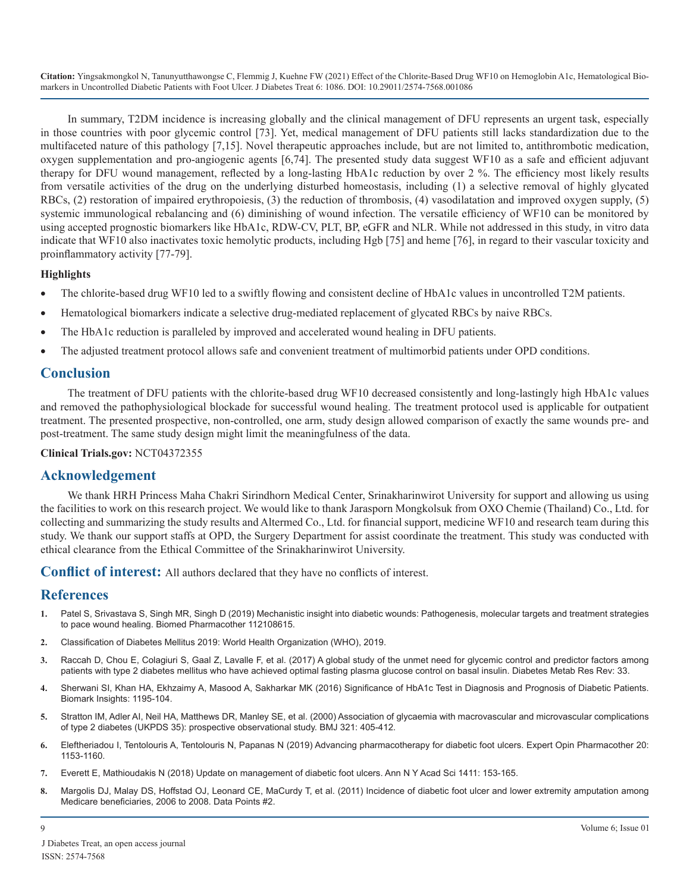In summary, T2DM incidence is increasing globally and the clinical management of DFU represents an urgent task, especially in those countries with poor glycemic control [73]. Yet, medical management of DFU patients still lacks standardization due to the multifaceted nature of this pathology [7,15]. Novel therapeutic approaches include, but are not limited to, antithrombotic medication, oxygen supplementation and pro-angiogenic agents [6,74]. The presented study data suggest WF10 as a safe and efficient adjuvant therapy for DFU wound management, reflected by a long-lasting HbA1c reduction by over 2 %. The efficiency most likely results from versatile activities of the drug on the underlying disturbed homeostasis, including (1) a selective removal of highly glycated RBCs, (2) restoration of impaired erythropoiesis, (3) the reduction of thrombosis, (4) vasodilatation and improved oxygen supply, (5) systemic immunological rebalancing and (6) diminishing of wound infection. The versatile efficiency of WF10 can be monitored by using accepted prognostic biomarkers like HbA1c, RDW-CV, PLT, BP, eGFR and NLR. While not addressed in this study, in vitro data indicate that WF10 also inactivates toxic hemolytic products, including Hgb [75] and heme [76], in regard to their vascular toxicity and proinflammatory activity [77-79].

**Highlights**

- The chlorite-based drug WF10 led to a swiftly flowing and consistent decline of HbA1c values in uncontrolled T2M patients.
- Hematological biomarkers indicate a selective drug-mediated replacement of glycated RBCs by naive RBCs.
- The HbA1c reduction is paralleled by improved and accelerated wound healing in DFU patients.
- The adjusted treatment protocol allows safe and convenient treatment of multimorbid patients under OPD conditions.

## Conclusion

The treatment of DFU patients with the chlorite-based drug WF10 decreased consistently and long-lastingly high HbA1c values and removed the pathophysiological blockade for successful wound healing. The treatment protocol used is applicable for outpatient treatment. The presented prospective, non-controlled, one arm, study design allowed comparison of exactly the same wounds pre- and post-treatment. The same study design might limit the meaningfulness of the data.

**Clinical Trials.gov:** NCT04372355

## Acknowledgement

We thank HRH Princess Maha Chakri Sirindhorn Medical Center, Srinakharinwirot University for support and allowing us using the facilities to work on this research project. We would like to thank Jarasporn Mongkolsuk from OXO Chemie (Thailand) Co., Ltd. for collecting and summarizing the study results and Altermed Co., Ltd. for financial support, medicine WF10 and research team during this study. We thank our support staffs at OPD, the Surgery Department for assist coordinate the treatment. This study was conducted with ethical clearance from the Ethical Committee of the Srinakharinwirot University.

**Conflict of interest:** All authors declared that they have no conflicts of interest.

## References

1. Patel S, Srivastava S, Singh MR, Singh D (2019) Mechanistic insight into diabetic wounds: Pathogenesis, molecular targets and treatment strategies to pace wound healing. Biomed Pharmacother 112108615.
2. Classification of Diabetes Mellitus 2019: World Health Organization (WHO), 2019.
3. Raccah D, Chou E, Colagiuri S, Gaal Z, Lavalle F, et al. (2017) A global study of the unmet need for glycemic control and predictor factors among patients with type 2 diabetes mellitus who have achieved optimal fasting plasma glucose control on basal insulin. Diabetes Metab Res Rev: 33.
4. Sherwani SI, Khan HA, Ekhzaimy A, Masood A, Sakharkar MK (2016) Significance of HbA1c Test in Diagnosis and Prognosis of Diabetic Patients. Biomark Insights: 1195-104.
5. Stratton IM, Adler AI, Neil HA, Matthews DR, Manley SE, et al. (2000) Association of glycaemia with macrovascular and microvascular complications of type 2 diabetes (UKPDS 35): prospective observational study. BMJ 321: 405-412.
6. Eleftheriadou I, Tentolouris A, Tentolouris N, Papanas N (2019) Advancing pharmacotherapy for diabetic foot ulcers. Expert Opin Pharmacother 20: 1153-1160.
7. Everett E, Mathioudakis N (2018) Update on management of diabetic foot ulcers. Ann N Y Acad Sci 1411: 153-165.
8. Margolis DJ, Malay DS, Hoffstad OJ, Leonard CE, MaCurdy T, et al. (2011) Incidence of diabetic foot ulcer and lower extremity amputation among Medicare beneficiaries, 2006 to 2008. Data Points #2.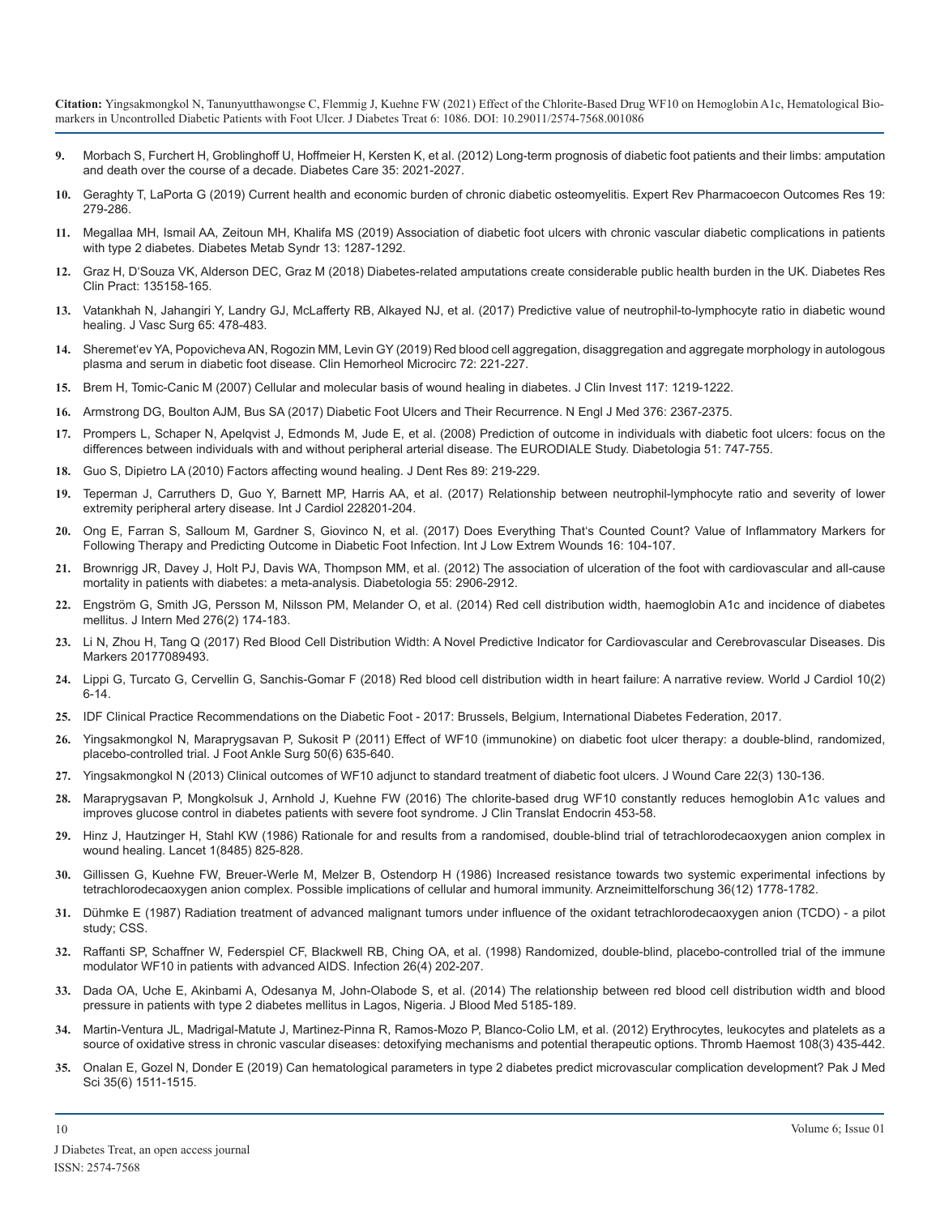9. Morbach S, Furchert H, Groblinghoff U, Hoffmeier H, Kersten K, et al. (2012) Long-term prognosis of diabetic foot patients and their limbs: amputation and death over the course of a decade. Diabetes Care 35: 2021-2027.

10. Geraghty T, LaPorta G (2019) Current health and economic burden of chronic diabetic osteomyelitis. Expert Rev Pharmacoecon Outcomes Res 19: 279-286.

11. Megallaa MH, Ismail AA, Zeitoun MH, Khalifa MS (2019) Association of diabetic foot ulcers with chronic vascular diabetic complications in patients with type 2 diabetes. Diabetes Metab Syndr 13: 1287-1292.

12. Graz H, D'Souza VK, Alderson DEC, Graz M (2018) Diabetes-related amputations create considerable public health burden in the UK. Diabetes Res Clin Pract: 135158-165.

13. Vatankhah N, Jahangiri Y, Landry GJ, McLafferty RB, Alkayed NJ, et al. (2017) Predictive value of neutrophil-to-lymphocyte ratio in diabetic wound healing. J Vasc Surg 65: 478-483.

14. Sheremet'ev YA, Popovicheva AN, Rogozin MM, Levin GY (2019) Red blood cell aggregation, disaggregation and aggregate morphology in autologous plasma and serum in diabetic foot disease. Clin Hemorheol Microcirc 72: 221-227.

15. Brem H, Tomic-Canic M (2007) Cellular and molecular basis of wound healing in diabetes. J Clin Invest 117: 1219-1222.

16. Armstrong DG, Boulton AJM, Bus SA (2017) Diabetic Foot Ulcers and Their Recurrence. N Engl J Med 376: 2367-2375.

17. Prompers L, Schaper N, Apelqvist J, Edmonds M, Jude E, et al. (2008) Prediction of outcome in individuals with diabetic foot ulcers: focus on the differences between individuals with and without peripheral arterial disease. The EURODIALE Study. Diabetologia 51: 747-755.

18. Guo S, Dipietro LA (2010) Factors affecting wound healing. J Dent Res 89: 219-229.

19. Teperman J, Carruthers D, Guo Y, Barnett MP, Harris AA, et al. (2017) Relationship between neutrophil-lymphocyte ratio and severity of lower extremity peripheral artery disease. Int J Cardiol 228201-204.

20. Ong E, Farran S, Salloum M, Gardner S, Giovinco N, et al. (2017) Does Everything That's Counted Count? Value of Inflammatory Markers for Following Therapy and Predicting Outcome in Diabetic Foot Infection. Int J Low Extrem Wounds 16: 104-107.

21. Brownrigg JR, Davey J, Holt PJ, Davis WA, Thompson MM, et al. (2012) The association of ulceration of the foot with cardiovascular and all-cause mortality in patients with diabetes: a meta-analysis. Diabetologia 55: 2906-2912.

22. Engström G, Smith JG, Persson M, Nilsson PM, Melander O, et al. (2014) Red cell distribution width, haemoglobin A1c and incidence of diabetes mellitus. J Intern Med 276(2) 174-183.

23. Li N, Zhou H, Tang Q (2017) Red Blood Cell Distribution Width: A Novel Predictive Indicator for Cardiovascular and Cerebrovascular Diseases. Dis Markers 20177089493.

24. Lippi G, Turcato G, Cervellin G, Sanchis-Gomar F (2018) Red blood cell distribution width in heart failure: A narrative review. World J Cardiol 10(2) 6-14.

25. IDF Clinical Practice Recommendations on the Diabetic Foot - 2017: Brussels, Belgium, International Diabetes Federation, 2017.

26. Yingsakmongkol N, Maraprygsavan P, Sukosit P (2011) Effect of WF10 (immunokine) on diabetic foot ulcer therapy: a double-blind, randomized, placebo-controlled trial. J Foot Ankle Surg 50(6) 635-640.

27. Yingsakmongkol N (2013) Clinical outcomes of WF10 adjunct to standard treatment of diabetic foot ulcers. J Wound Care 22(3) 130-136.

28. Maraprygsavan P, Mongkolsuk J, Arnhold J, Kuehne FW (2016) The chlorite-based drug WF10 constantly reduces hemoglobin A1c values and improves glucose control in diabetes patients with severe foot syndrome. J Clin Translat Endocrin 453-58.

29. Hinz J, Hautzinger H, Stahl KW (1986) Rationale for and results from a randomised, double-blind trial of tetrachlorodecaoxygen anion complex in wound healing. Lancet 1(8485) 825-828.

30. Gillissen G, Kuehne FW, Breuer-Werle M, Melzer B, Ostendorp H (1986) Increased resistance towards two systemic experimental infections by tetrachlorodecaoxygen anion complex. Possible implications of cellular and humoral immunity. Arzneimittelforschung 36(12) 1778-1782.

31. Dühmke E (1987) Radiation treatment of advanced malignant tumors under influence of the oxidant tetrachlorodecaoxygen anion (TCDO) - a pilot study; CSS.

32. Raffanti SP, Schaffner W, Federspiel CF, Blackwell RB, Ching OA, et al. (1998) Randomized, double-blind, placebo-controlled trial of the immune modulator WF10 in patients with advanced AIDS. Infection 26(4) 202-207.

33. Dada OA, Uche E, Akinbami A, Odesanya M, John-Olabode S, et al. (2014) The relationship between red blood cell distribution width and blood pressure in patients with type 2 diabetes mellitus in Lagos, Nigeria. J Blood Med 5185-189.

34. Martin-Ventura JL, Madrigal-Matute J, Martinez-Pinna R, Ramos-Mozo P, Blanco-Colio LM, et al. (2012) Erythrocytes, leukocytes and platelets as a source of oxidative stress in chronic vascular diseases: detoxifying mechanisms and potential therapeutic options. Thromb Haemost 108(3) 435-442.

35. Onalan E, Gozel N, Donder E (2019) Can hematological parameters in type 2 diabetes predict microvascular complication development? Pak J Med Sci 35(6) 1511-1515.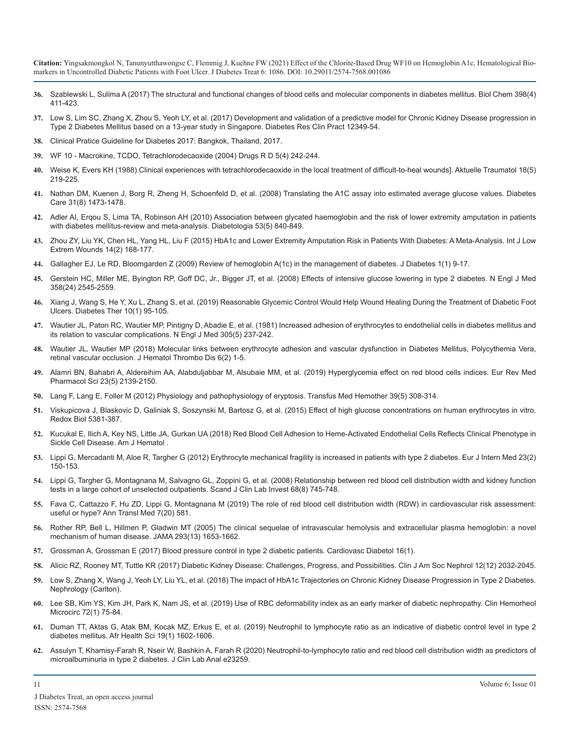36. Szablewski L, Sulima A (2017) The structural and functional changes of blood cells and molecular components in diabetes mellitus. Biol Chem 398(4) 411-423.

37. Low S, Lim SC, Zhang X, Zhou S, Yeoh LY, et al. (2017) Development and validation of a predictive model for Chronic Kidney Disease progression in Type 2 Diabetes Mellitus based on a 13-year study in Singapore. Diabetes Res Clin Pract 12349-54.

38. Clinical Pratice Guideline for Diabetes 2017: Bangkok, Thailand, 2017.

39. WF 10 - Macrokine, TCDO, Tetrachlorodecaoxide (2004) Drugs R D 5(4) 242-244.

40. Weise K, Evers KH (1988) Clinical experiences with tetrachlorodecaoxide in the local treatment of difficult-to-heal wounds]. Aktuelle Traumatol 18(5) 219-225.

41. Nathan DM, Kuenen J, Borg R, Zheng H, Schoenfeld D, et al. (2008) Translating the A1C assay into estimated average glucose values. Diabetes Care 31(8) 1473-1478.

42. Adler AI, Erqou S, Lima TA, Robinson AH (2010) Association between glycated haemoglobin and the risk of lower extremity amputation in patients with diabetes mellitus-review and meta-analysis. Diabetologia 53(5) 840-849.

43. Zhou ZY, Liu YK, Chen HL, Yang HL, Liu F (2015) HbA1c and Lower Extremity Amputation Risk in Patients With Diabetes: A Meta-Analysis. Int J Low Extrem Wounds 14(2) 168-177.

44. Gallagher EJ, Le RD, Bloomgarden Z (2009) Review of hemoglobin A(1c) in the management of diabetes. J Diabetes 1(1) 9-17.

45. Gerstein HC, Miller ME, Byington RP, Goff DC, Jr., Bigger JT, et al. (2008) Effects of intensive glucose lowering in type 2 diabetes. N Engl J Med 358(24) 2545-2559.

46. Xiang J, Wang S, He Y, Xu L, Zhang S, et al. (2019) Reasonable Glycemic Control Would Help Wound Healing During the Treatment of Diabetic Foot Ulcers. Diabetes Ther 10(1) 95-105.

47. Wautier JL, Paton RC, Wautier MP, Pintigny D, Abadie E, et al. (1981) Increased adhesion of erythrocytes to endothelial cells in diabetes mellitus and its relation to vascular complications. N Engl J Med 305(5) 237-242.

48. Wautier JL, Wautier MP (2018) Molecular links between erythrocyte adhesion and vascular dysfunction in Diabetes Mellitus, Polycythemia Vera, retinal vascular occlusion. J Hematol Thrombo Dis 6(2) 1-5.

49. Alamri BN, Bahabri A, Aldereihim AA, Alabduljabbar M, Alsubaie MM, et al. (2019) Hyperglycemia effect on red blood cells indices. Eur Rev Med Pharmacol Sci 23(5) 2139-2150.

50. Lang F, Lang E, Foller M (2012) Physiology and pathophysiology of eryptosis. Transfus Med Hemother 39(5) 308-314.

51. Viskupicova J, Blaskovic D, Galiniak S, Soszynski M, Bartosz G, et al. (2015) Effect of high glucose concentrations on human erythrocytes in vitro. Redox Biol 5381-387.

52. Kucukal E, Ilich A, Key NS, Little JA, Gurkan UA (2018) Red Blood Cell Adhesion to Heme-Activated Endothelial Cells Reflects Clinical Phenotype in Sickle Cell Disease. Am J Hematol .

53. Lippi G, Mercadanti M, Aloe R, Targher G (2012) Erythrocyte mechanical fragility is increased in patients with type 2 diabetes. Eur J Intern Med 23(2) 150-153.

54. Lippi G, Targher G, Montagnana M, Salvagno GL, Zoppini G, et al. (2008) Relationship between red blood cell distribution width and kidney function tests in a large cohort of unselected outpatients. Scand J Clin Lab Invest 68(8) 745-748.

55. Fava C, Cattazzo F, Hu ZD, Lippi G, Montagnana M (2019) The role of red blood cell distribution width (RDW) in cardiovascular risk assessment: useful or hype? Ann Transl Med 7(20) 581.

56. Rother RP, Bell L, Hillmen P, Gladwin MT (2005) The clinical sequelae of intravascular hemolysis and extracellular plasma hemoglobin: a novel mechanism of human disease. JAMA 293(13) 1653-1662.

57. Grossman A, Grossman E (2017) Blood pressure control in type 2 diabetic patients. Cardiovasc Diabetol 16(1).

58. Alicic RZ, Rooney MT, Tuttle KR (2017) Diabetic Kidney Disease: Challenges, Progress, and Possibilities. Clin J Am Soc Nephrol 12(12) 2032-2045.

59. Low S, Zhang X, Wang J, Yeoh LY, Liu YL, et al. (2018) The impact of HbA1c Trajectories on Chronic Kidney Disease Progression in Type 2 Diabetes. Nephrology (Carlton).

60. Lee SB, Kim YS, Kim JH, Park K, Nam JS, et al. (2019) Use of RBC deformability index as an early marker of diabetic nephropathy. Clin Hemorheol Microcirc 72(1) 75-84.

61. Duman TT, Aktas G, Atak BM, Kocak MZ, Erkus E, et al. (2019) Neutrophil to lymphocyte ratio as an indicative of diabetic control level in type 2 diabetes mellitus. Afr Health Sci 19(1) 1602-1606.

62. Assulyn T, Khamisy-Farah R, Nseir W, Bashkin A, Farah R (2020) Neutrophil-to-lymphocyte ratio and red blood cell distribution width as predictors of microalbuminuria in type 2 diabetes. J Clin Lab Anal e23259.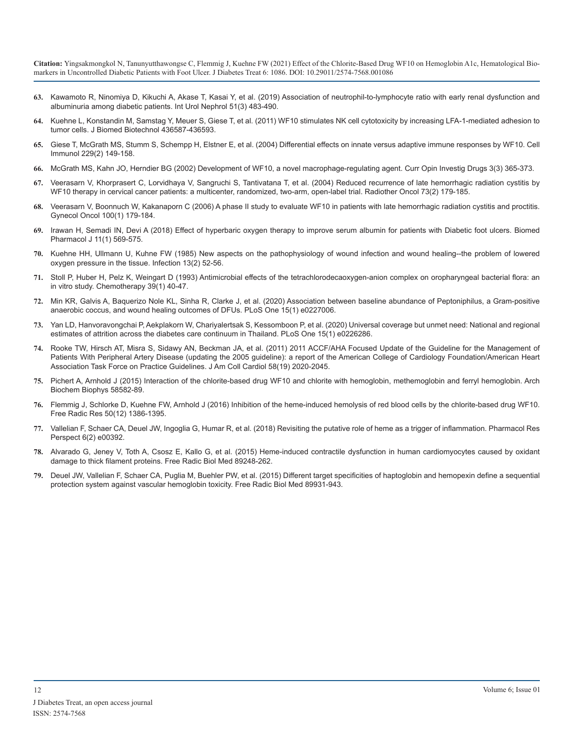63. Kawamoto R, Ninomiya D, Kikuchi A, Akase T, Kasai Y, et al. (2019) Association of neutrophil-to-lymphocyte ratio with early renal dysfunction and albuminuria among diabetic patients. Int Urol Nephrol 51(3) 483-490.

64. Kuehne L, Konstandin M, Samstag Y, Meuer S, Giese T, et al. (2011) WF10 stimulates NK cell cytotoxicity by increasing LFA-1-mediated adhesion to tumor cells. J Biomed Biotechnol 436587-436593.

65. Giese T, McGrath MS, Stumm S, Schempp H, Elstner E, et al. (2004) Differential effects on innate versus adaptive immune responses by WF10. Cell Immunol 229(2) 149-158.

66. McGrath MS, Kahn JO, Herndier BG (2002) Development of WF10, a novel macrophage-regulating agent. Curr Opin Investig Drugs 3(3) 365-373.

67. Veerasarn V, Khorprasert C, Lorvidhaya V, Sangruchi S, Tantivatana T, et al. (2004) Reduced recurrence of late hemorrhagic radiation cystitis by WF10 therapy in cervical cancer patients: a multicenter, randomized, two-arm, open-label trial. Radiother Oncol 73(2) 179-185.

68. Veerasarn V, Boonnuch W, Kakanaporn C (2006) A phase II study to evaluate WF10 in patients with late hemorrhagic radiation cystitis and proctitis. Gynecol Oncol 100(1) 179-184.

69. Irawan H, Semadi IN, Devi A (2018) Effect of hyperbaric oxygen therapy to improve serum albumin for patients with Diabetic foot ulcers. Biomed Pharmacol J 11(1) 569-575.

70. Kuehne HH, Ullmann U, Kuhne FW (1985) New aspects on the pathophysiology of wound infection and wound healing--the problem of lowered oxygen pressure in the tissue. Infection 13(2) 52-56.

71. Stoll P, Huber H, Pelz K, Weingart D (1993) Antimicrobial effects of the tetrachlorodecaoxygen-anion complex on oropharyngeal bacterial flora: an in vitro study. Chemotherapy 39(1) 40-47.

72. Min KR, Galvis A, Baquerizo Nole KL, Sinha R, Clarke J, et al. (2020) Association between baseline abundance of Peptoniphilus, a Gram-positive anaerobic coccus, and wound healing outcomes of DFUs. PLoS One 15(1) e0227006.

73. Yan LD, Hanvoravongchai P, Aekplakorn W, Chariyalertsak S, Kessomboon P, et al. (2020) Universal coverage but unmet need: National and regional estimates of attrition across the diabetes care continuum in Thailand. PLoS One 15(1) e0226286.

74. Rooke TW, Hirsch AT, Misra S, Sidawy AN, Beckman JA, et al. (2011) 2011 ACCF/AHA Focused Update of the Guideline for the Management of Patients With Peripheral Artery Disease (updating the 2005 guideline): a report of the American College of Cardiology Foundation/American Heart Association Task Force on Practice Guidelines. J Am Coll Cardiol 58(19) 2020-2045.

75. Pichert A, Arnhold J (2015) Interaction of the chlorite-based drug WF10 and chlorite with hemoglobin, methemoglobin and ferryl hemoglobin. Arch Biochem Biophys 58582-89.

76. Flemmig J, Schlorke D, Kuehne FW, Arnhold J (2016) Inhibition of the heme-induced hemolysis of red blood cells by the chlorite-based drug WF10. Free Radic Res 50(12) 1386-1395.

77. Vallelian F, Schaer CA, Deuel JW, Ingoglia G, Humar R, et al. (2018) Revisiting the putative role of heme as a trigger of inflammation. Pharmacol Res Perspect 6(2) e00392.

78. Alvarado G, Jeney V, Toth A, Csosz E, Kallo G, et al. (2015) Heme-induced contractile dysfunction in human cardiomyocytes caused by oxidant damage to thick filament proteins. Free Radic Biol Med 89248-262.

79. Deuel JW, Vallelian F, Schaer CA, Puglia M, Buehler PW, et al. (2015) Different target specificities of haptoglobin and hemopexin define a sequential protection system against vascular hemoglobin toxicity. Free Radic Biol Med 89931-943.